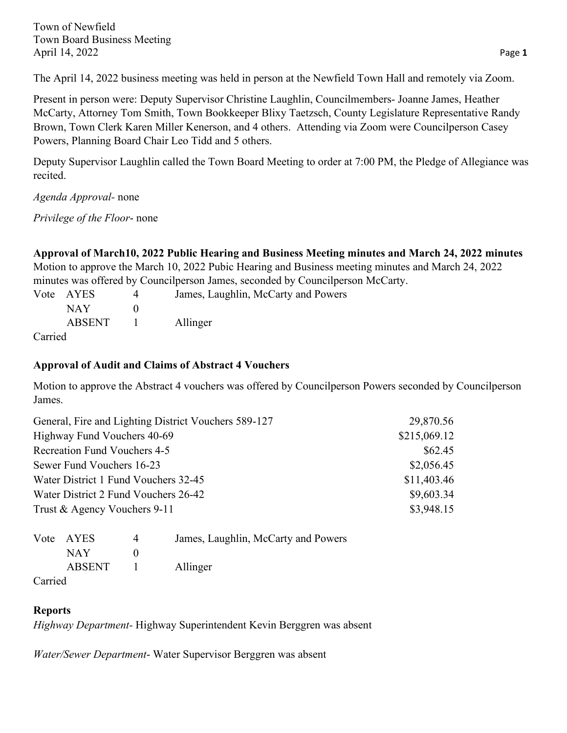The April 14, 2022 business meeting was held in person at the Newfield Town Hall and remotely via Zoom.

Present in person were: Deputy Supervisor Christine Laughlin, Councilmembers- Joanne James, Heather McCarty, Attorney Tom Smith, Town Bookkeeper Blixy Taetzsch, County Legislature Representative Randy Brown, Town Clerk Karen Miller Kenerson, and 4 others. Attending via Zoom were Councilperson Casey Powers, Planning Board Chair Leo Tidd and 5 others.

Deputy Supervisor Laughlin called the Town Board Meeting to order at 7:00 PM, the Pledge of Allegiance was recited.

*Agenda Approval*- none

*Privilege of the Floor*- none

**Approval of March10, 2022 Public Hearing and Business Meeting minutes and March 24, 2022 minutes**

Motion to approve the March 10, 2022 Pubic Hearing and Business meeting minutes and March 24, 2022 minutes was offered by Councilperson James, seconded by Councilperson McCarty.

| | | | |
|---|---|---|---|
| Vote | AYES | 4 | James, Laughlin, McCarty and Powers |
| | NAY | 0 | |
| | ABSENT | 1 | Allinger |

Carried

**Approval of Audit and Claims of Abstract 4 Vouchers**

Motion to approve the Abstract 4 vouchers was offered by Councilperson Powers seconded by Councilperson James.

| | |
|---|---|
| General, Fire and Lighting District Vouchers 589-127 | 29,870.56 |
| Highway Fund Vouchers 40-69 | $215,069.12 |
| Recreation Fund Vouchers 4-5 | $62.45 |
| Sewer Fund Vouchers 16-23 | $2,056.45 |
| Water District 1 Fund Vouchers 32-45 | $11,403.46 |
| Water District 2 Fund Vouchers 26-42 | $9,603.34 |
| Trust & Agency Vouchers 9-11 | $3,948.15 |

| | | | |
|---|---|---|---|
| Vote | AYES | 4 | James, Laughlin, McCarty and Powers |
| | NAY | 0 | |
| | ABSENT | 1 | Allinger |

Carried

**Reports**

*Highway Department*- Highway Superintendent Kevin Berggren was absent

*Water/Sewer Department*- Water Supervisor Berggren was absent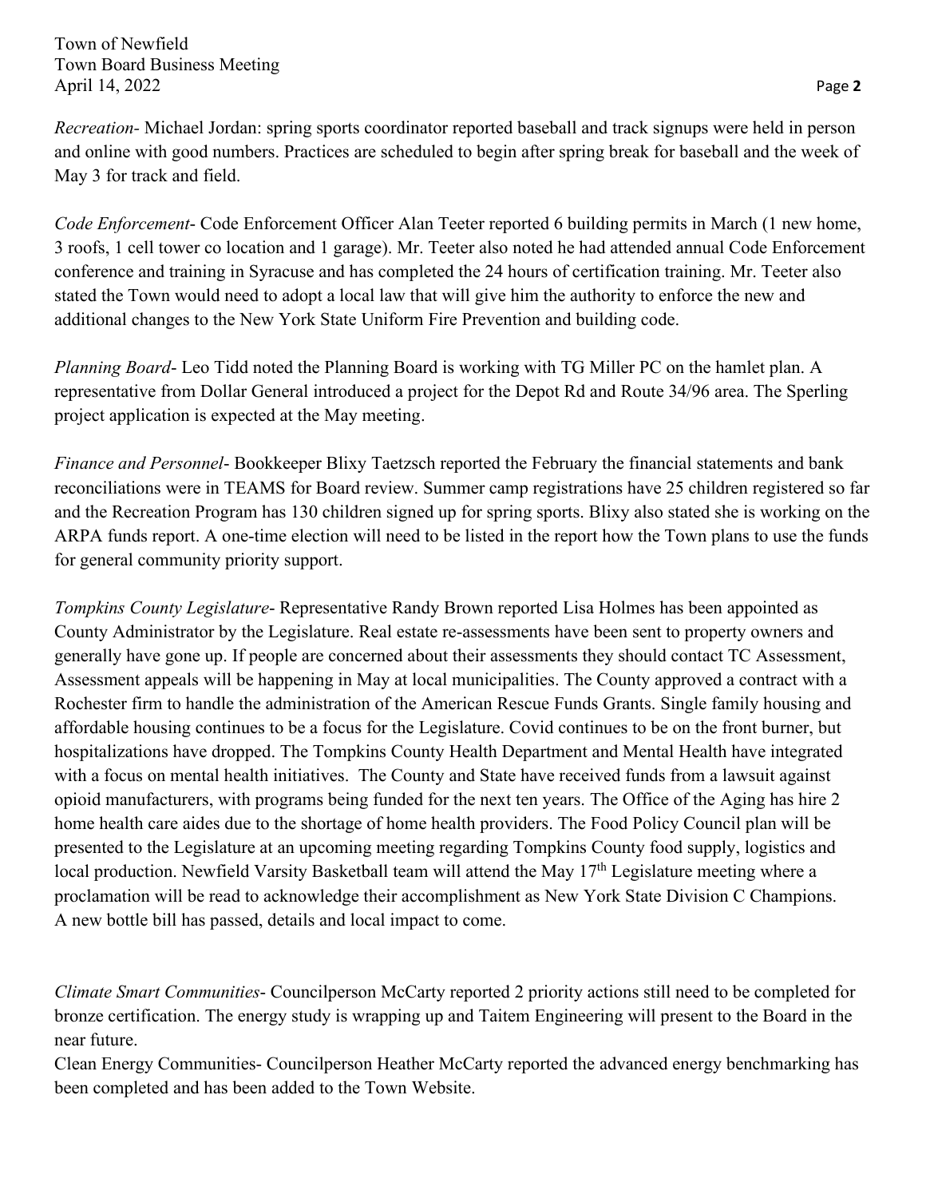*Recreation*- Michael Jordan: spring sports coordinator reported baseball and track signups were held in person and online with good numbers. Practices are scheduled to begin after spring break for baseball and the week of May 3 for track and field.

*Code Enforcement*- Code Enforcement Officer Alan Teeter reported 6 building permits in March (1 new home, 3 roofs, 1 cell tower co location and 1 garage). Mr. Teeter also noted he had attended annual Code Enforcement conference and training in Syracuse and has completed the 24 hours of certification training. Mr. Teeter also stated the Town would need to adopt a local law that will give him the authority to enforce the new and additional changes to the New York State Uniform Fire Prevention and building code.

*Planning Board*- Leo Tidd noted the Planning Board is working with TG Miller PC on the hamlet plan. A representative from Dollar General introduced a project for the Depot Rd and Route 34/96 area. The Sperling project application is expected at the May meeting.

*Finance and Personnel*- Bookkeeper Blixy Taetzsch reported the February the financial statements and bank reconciliations were in TEAMS for Board review. Summer camp registrations have 25 children registered so far and the Recreation Program has 130 children signed up for spring sports. Blixy also stated she is working on the ARPA funds report. A one-time election will need to be listed in the report how the Town plans to use the funds for general community priority support.

*Tompkins County Legislature*- Representative Randy Brown reported Lisa Holmes has been appointed as County Administrator by the Legislature. Real estate re-assessments have been sent to property owners and generally have gone up. If people are concerned about their assessments they should contact TC Assessment, Assessment appeals will be happening in May at local municipalities. The County approved a contract with a Rochester firm to handle the administration of the American Rescue Funds Grants. Single family housing and affordable housing continues to be a focus for the Legislature. Covid continues to be on the front burner, but hospitalizations have dropped. The Tompkins County Health Department and Mental Health have integrated with a focus on mental health initiatives. The County and State have received funds from a lawsuit against opioid manufacturers, with programs being funded for the next ten years. The Office of the Aging has hire 2 home health care aides due to the shortage of home health providers. The Food Policy Council plan will be presented to the Legislature at an upcoming meeting regarding Tompkins County food supply, logistics and local production. Newfield Varsity Basketball team will attend the May 17th Legislature meeting where a proclamation will be read to acknowledge their accomplishment as New York State Division C Champions. A new bottle bill has passed, details and local impact to come.

*Climate Smart Communities*- Councilperson McCarty reported 2 priority actions still need to be completed for bronze certification. The energy study is wrapping up and Taitem Engineering will present to the Board in the near future.

Clean Energy Communities- Councilperson Heather McCarty reported the advanced energy benchmarking has been completed and has been added to the Town Website.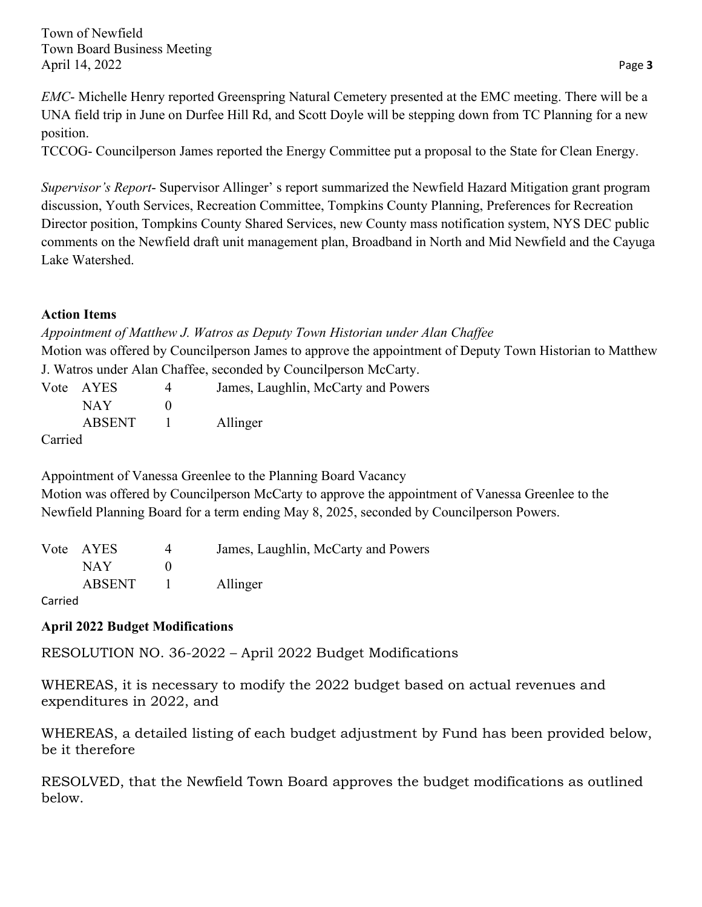*EMC*- Michelle Henry reported Greenspring Natural Cemetery presented at the EMC meeting. There will be a UNA field trip in June on Durfee Hill Rd, and Scott Doyle will be stepping down from TC Planning for a new position.

TCCOG- Councilperson James reported the Energy Committee put a proposal to the State for Clean Energy.

*Supervisor's Report*- Supervisor Allinger' s report summarized the Newfield Hazard Mitigation grant program discussion, Youth Services, Recreation Committee, Tompkins County Planning, Preferences for Recreation Director position, Tompkins County Shared Services, new County mass notification system, NYS DEC public comments on the Newfield draft unit management plan, Broadband in North and Mid Newfield and the Cayuga Lake Watershed.

**Action Items**

*Appointment of Matthew J. Watros as Deputy Town Historian under Alan Chaffee*

Motion was offered by Councilperson James to approve the appointment of Deputy Town Historian to Matthew J. Watros under Alan Chaffee, seconded by Councilperson McCarty.

| | | | |
|---|---|---|---|
| Vote | AYES | 4 | James, Laughlin, McCarty and Powers |
| | NAY | 0 | |
| | ABSENT | 1 | Allinger |

Carried

Appointment of Vanessa Greenlee to the Planning Board Vacancy

Motion was offered by Councilperson McCarty to approve the appointment of Vanessa Greenlee to the Newfield Planning Board for a term ending May 8, 2025, seconded by Councilperson Powers.

| | | | |
|---|---|---|---|
| Vote | AYES | 4 | James, Laughlin, McCarty and Powers |
| | NAY | 0 | |
| | ABSENT | 1 | Allinger |

Carried

**April 2022 Budget Modifications**

RESOLUTION NO. 36-2022 – April 2022 Budget Modifications

WHEREAS, it is necessary to modify the 2022 budget based on actual revenues and expenditures in 2022, and

WHEREAS, a detailed listing of each budget adjustment by Fund has been provided below, be it therefore

RESOLVED, that the Newfield Town Board approves the budget modifications as outlined below.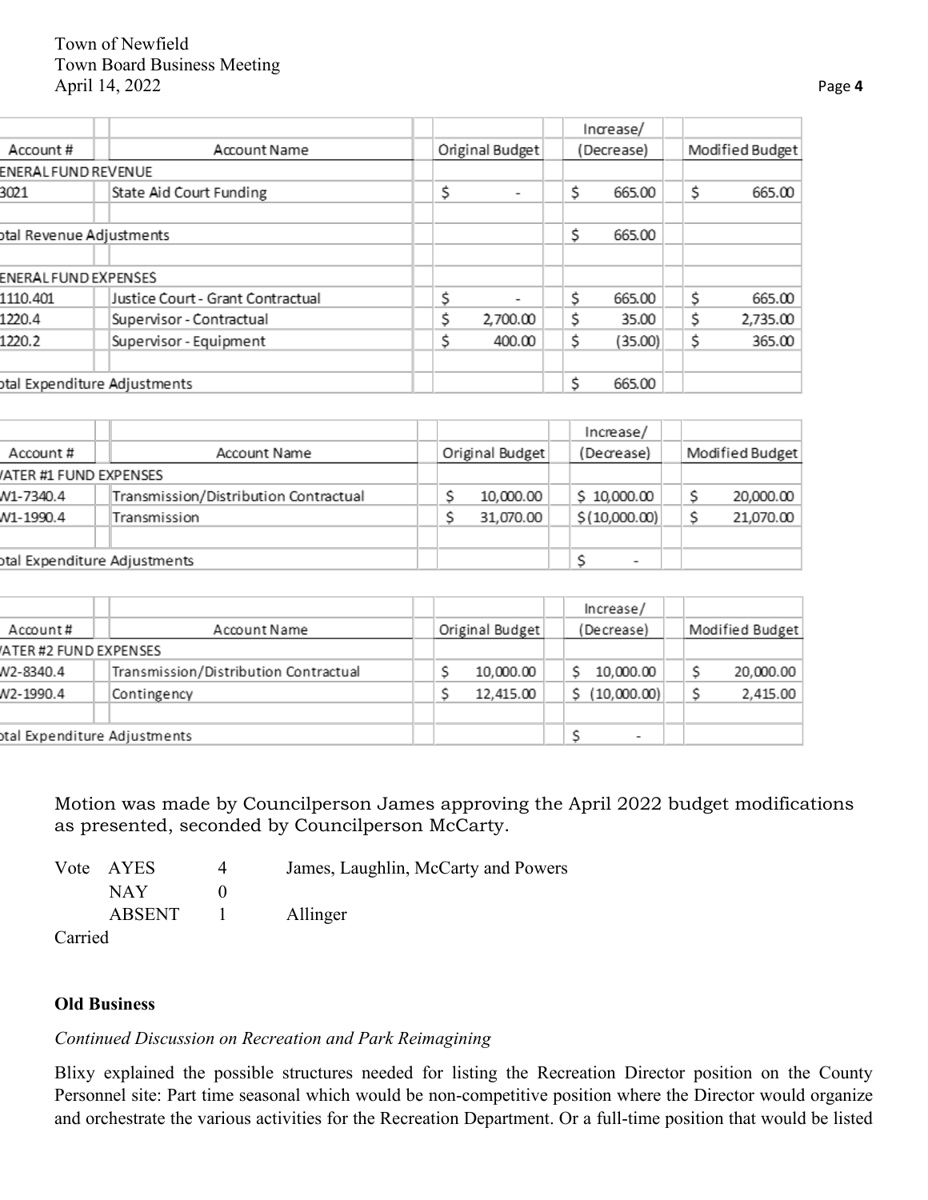| Account # | Account Name | Original Budget | Increase/ (Decrease) | Modified Budget |
|---|---|---|---|---|
| ENERAL FUND REVENUE | | | | |
| 3021 | State Aid Court Funding | $ - | $ 665.00 | $ 665.00 |
| otal Revenue Adjustments | | | $ 665.00 | |
| ENERAL FUND EXPENSES | | | | |
| 1110.401 | Justice Court - Grant Contractual | $ - | $ 665.00 | $ 665.00 |
| 1220.4 | Supervisor - Contractual | $ 2,700.00 | $ 35.00 | $ 2,735.00 |
| 1220.2 | Supervisor - Equipment | $ 400.00 | $ (35.00) | $ 365.00 |
| otal Expenditure Adjustments | | | $ 665.00 | |

| Account # | Account Name | Original Budget | Increase/ (Decrease) | Modified Budget |
|---|---|---|---|---|
| /ATER #1 FUND EXPENSES | | | | |
| W1-7340.4 | Transmission/Distribution Contractual | $ 10,000.00 | $ 10,000.00 | $ 20,000.00 |
| W1-1990.4 | Transmission | $ 31,070.00 | $(10,000.00) | $ 21,070.00 |
| otal Expenditure Adjustments | | | $ - | |

| Account # | Account Name | Original Budget | Increase/ (Decrease) | Modified Budget |
|---|---|---|---|---|
| /ATER #2 FUND EXPENSES | | | | |
| W2-8340.4 | Transmission/Distribution Contractual | $ 10,000.00 | $ 10,000.00 | $ 20,000.00 |
| W2-1990.4 | Contingency | $ 12,415.00 | $ (10,000.00) | $ 2,415.00 |
| otal Expenditure Adjustments | | | $ - | |

Motion was made by Councilperson James approving the April 2022 budget modifications as presented, seconded by Councilperson McCarty.

| | | | |
|---|---|---|---|
| Vote | AYES | 4 | James, Laughlin, McCarty and Powers |
| | NAY | 0 | |
| | ABSENT | 1 | Allinger |

Carried

**Old Business**

*Continued Discussion on Recreation and Park Reimagining*

Blixy explained the possible structures needed for listing the Recreation Director position on the County Personnel site: Part time seasonal which would be non-competitive position where the Director would organize and orchestrate the various activities for the Recreation Department. Or a full-time position that would be listed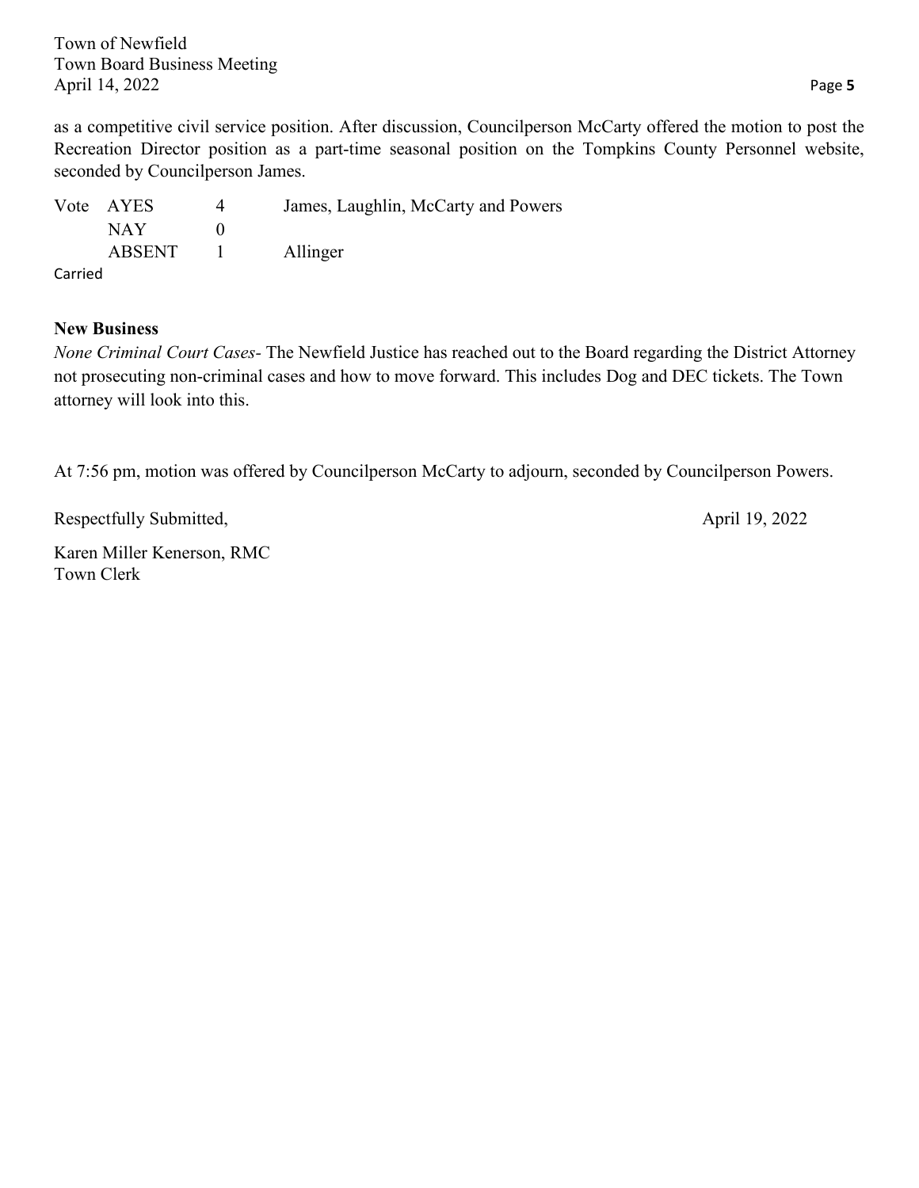as a competitive civil service position. After discussion, Councilperson McCarty offered the motion to post the Recreation Director position as a part-time seasonal position on the Tompkins County Personnel website, seconded by Councilperson James.

| | | | |
|---|---|---|---|
| Vote | AYES | 4 | James, Laughlin, McCarty and Powers |
| | NAY | 0 | |
| | ABSENT | 1 | Allinger |

Carried

**New Business**

*None Criminal Court Cases*- The Newfield Justice has reached out to the Board regarding the District Attorney not prosecuting non-criminal cases and how to move forward. This includes Dog and DEC tickets. The Town attorney will look into this.

At 7:56 pm, motion was offered by Councilperson McCarty to adjourn, seconded by Councilperson Powers.

Respectfully Submitted, April 19, 2022

Karen Miller Kenerson, RMC
Town Clerk